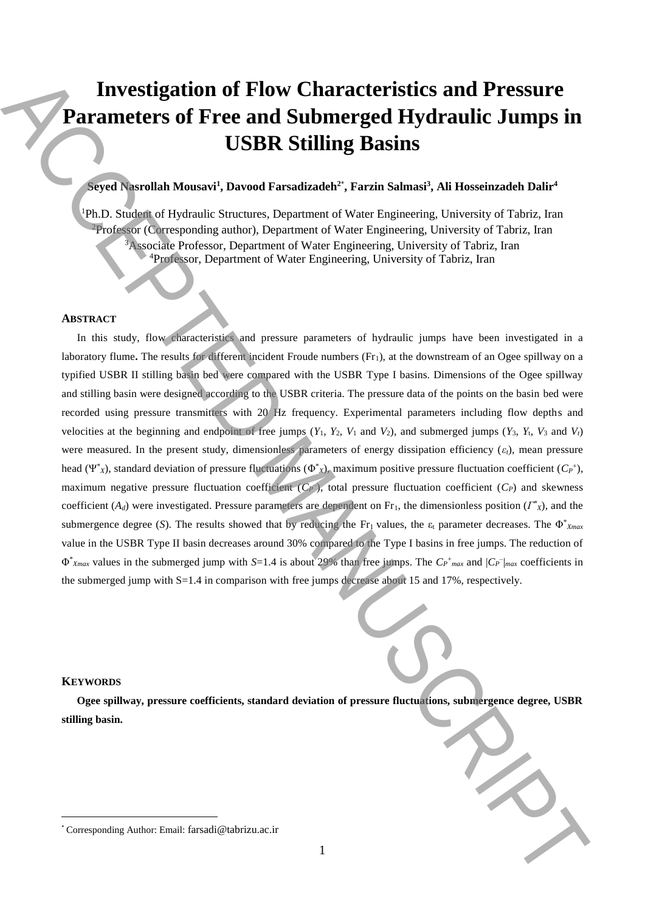# Investigation of Flow Characteristics and Pressure Parameters of Free and Submerged Hydraulic Jumps in USBR Stilling Basins

**Seyed Nasrollah Mousavi[1], Davood Farsadizadeh[2*], Farzin Salmasi[3], Ali Hosseinzadeh Dalir[4]**

[1]Ph.D. Student of Hydraulic Structures, Department of Water Engineering, University of Tabriz, Iran
[2]Professor (Corresponding author), Department of Water Engineering, University of Tabriz, Iran
[3]Associate Professor, Department of Water Engineering, University of Tabriz, Iran
[4]Professor, Department of Water Engineering, University of Tabriz, Iran

## ABSTRACT

In this study, flow characteristics and pressure parameters of hydraulic jumps have been investigated in a laboratory flume**.** The results for different incident Froude numbers ($Fr_1$), at the downstream of an Ogee spillway on a typified USBR II stilling basin bed were compared with the USBR Type I basins. Dimensions of the Ogee spillway and stilling basin were designed according to the USBR criteria. The pressure data of the points on the basin bed were recorded using pressure transmitters with 20 Hz frequency. Experimental parameters including flow depths and velocities at the beginning and endpoint of free jumps ($Y_1$, $Y_2$, $V_1$ and $V_2$), and submerged jumps ($Y_3$, $Y_t$, $V_3$ and $V_t$) were measured. In the present study, dimensionless parameters of energy dissipation efficiency ($\varepsilon_t$), mean pressure head ($\Psi^*_X$), standard deviation of pressure fluctuations ($\Phi^*_X$), maximum positive pressure fluctuation coefficient ($C_P^+$), maximum negative pressure fluctuation coefficient ($C_P^-$), total pressure fluctuation coefficient ($C_P$) and skewness coefficient ($A_d$) were investigated. Pressure parameters are dependent on $Fr_1$, the dimensionless position ($\Gamma^*_X$), and the submergence degree ($S$). The results showed that by reducing the $Fr_1$ values, the $\varepsilon_t$ parameter decreases. The $\Phi^*_{Xmax}$ value in the USBR Type II basin decreases around 30% compared to the Type I basins in free jumps. The reduction of $\Phi^*_{Xmax}$ values in the submerged jump with $S$=1.4 is about 29% than free jumps. The $C_P{}^+{}_{max}$ and $|C_P{}^-|_{max}$ coefficients in the submerged jump with S=1.4 in comparison with free jumps decrease about 15 and 17%, respectively.

## KEYWORDS

**Ogee spillway, pressure coefficients, standard deviation of pressure fluctuations, submergence degree, USBR stilling basin.**

[*] Corresponding Author: Email: farsadi@tabrizu.ac.ir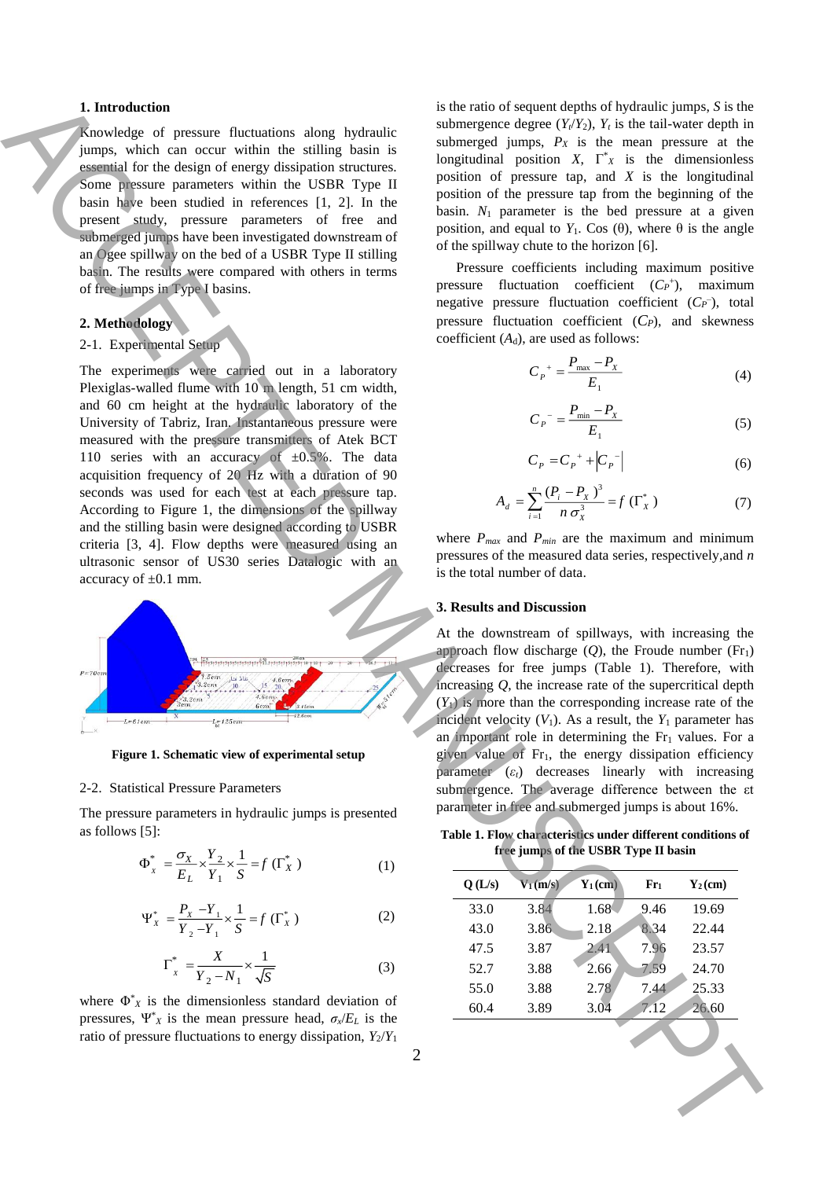## 1. Introduction

Knowledge of pressure fluctuations along hydraulic jumps, which can occur within the stilling basin is essential for the design of energy dissipation structures. Some pressure parameters within the USBR Type II basin have been studied in references [1, 2]. In the present study, pressure parameters of free and submerged jumps have been investigated downstream of an Ogee spillway on the bed of a USBR Type II stilling basin. The results were compared with others in terms of free jumps in Type I basins.

## 2. Methodology

### 2-1. Experimental Setup

The experiments were carried out in a laboratory Plexiglas-walled flume with 10 m length, 51 cm width, and 60 cm height at the hydraulic laboratory of the University of Tabriz, Iran. Instantaneous pressure were measured with the pressure transmitters of Atek BCT 110 series with an accuracy of ±0.5%. The data acquisition frequency of 20 Hz with a duration of 90 seconds was used for each test at each pressure tap. According to Figure 1, the dimensions of the spillway and the stilling basin were designed according to USBR criteria [3, 4]. Flow depths were measured using an ultrasonic sensor of US30 series Datalogic with an accuracy of ±0.1 mm.

**Figure 1. Schematic view of experimental setup**

### 2-2. Statistical Pressure Parameters

The pressure parameters in hydraulic jumps is presented as follows [5]:

$$\Phi^*_x = \frac{\sigma_X}{E_L} \times \frac{Y_2}{Y_1} \times \frac{1}{S} = f\,(\Gamma^*_X) \tag{1}$$

$$\Psi^*_X = \frac{P_X - Y_1}{Y_2 - Y_1} \times \frac{1}{S} = f\,(\Gamma^*_X) \tag{2}$$

$$\Gamma^*_x = \frac{X}{Y_2 - N_1} \times \frac{1}{\sqrt{S}} \tag{3}$$

where $\Phi^*_X$ is the dimensionless standard deviation of pressures, $\Psi^*_X$ is the mean pressure head, $\sigma_x/E_L$ is the ratio of pressure fluctuations to energy dissipation, $Y_2/Y_1$ is the ratio of sequent depths of hydraulic jumps, $S$ is the submergence degree ($Y_t/Y_2$), $Y_t$ is the tail-water depth in submerged jumps, $P_X$ is the mean pressure at the longitudinal position $X$, $\Gamma^*_X$ is the dimensionless position of pressure tap, and $X$ is the longitudinal position of the pressure tap from the beginning of the basin. $N_1$ parameter is the bed pressure at a given position, and equal to $Y_1$. Cos (θ), where θ is the angle of the spillway chute to the horizon [6].

Pressure coefficients including maximum positive pressure fluctuation coefficient ($C_P^+$), maximum negative pressure fluctuation coefficient ($C_P^-$), total pressure fluctuation coefficient ($C_P$), and skewness coefficient ($A_d$), are used as follows:

$$C_P^+ = \frac{P_{\max} - P_X}{E_1} \tag{4}$$

$$C_P^- = \frac{P_{\min} - P_X}{E_1} \tag{5}$$

$$C_P = C_P^+ + \left|C_P^-\right| \tag{6}$$

$$A_d = \sum_{i=1}^{n} \frac{(P_i - P_X)^3}{n\,\sigma_X^3} = f\,(\Gamma^*_X) \tag{7}$$

where $P_{max}$ and $P_{min}$ are the maximum and minimum pressures of the measured data series, respectively,and $n$ is the total number of data.

## 3. Results and Discussion

At the downstream of spillways, with increasing the approach flow discharge ($Q$), the Froude number ($Fr_1$) decreases for free jumps (Table 1). Therefore, with increasing $Q$, the increase rate of the supercritical depth ($Y_1$) is more than the corresponding increase rate of the incident velocity ($V_1$). As a result, the $Y_1$ parameter has an important role in determining the $Fr_1$ values. For a given value of $Fr_1$, the energy dissipation efficiency parameter ($\varepsilon_t$) decreases linearly with increasing submergence. The average difference between the εt parameter in free and submerged jumps is about 16%.

**Table 1. Flow characteristics under different conditions of free jumps of the USBR Type II basin**

| Q (L/s) | $V_1$ (m/s) | $Y_1$ (cm) | $Fr_1$ | $Y_2$ (cm) |
|---|---|---|---|---|
| 33.0 | 3.84 | 1.68 | 9.46 | 19.69 |
| 43.0 | 3.86 | 2.18 | 8.34 | 22.44 |
| 47.5 | 3.87 | 2.41 | 7.96 | 23.57 |
| 52.7 | 3.88 | 2.66 | 7.59 | 24.70 |
| 55.0 | 3.88 | 2.78 | 7.44 | 25.33 |
| 60.4 | 3.89 | 3.04 | 7.12 | 26.60 |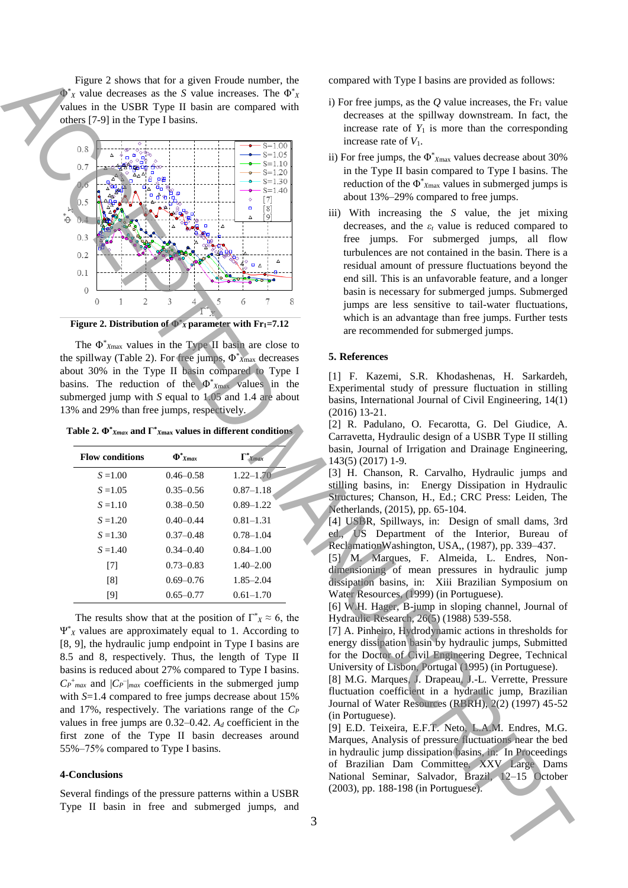Figure 2 shows that for a given Froude number, the $\Phi^*_X$ value decreases as the $S$ value increases. The $\Phi^*_X$ values in the USBR Type II basin are compared with others [7-9] in the Type I basins.

0.8
0.7
0.6
0.5
0.4
0.3
0.2
0.1
0
0 1 2 3 4 5 6 7 8
$\Phi^*_X$
$\Gamma^*_X$
S=1.00
S=1.05
S=1.10
S=1.20
S=1.30
S=1.40
[7]
[8]
[9]

**Figure 2. Distribution of $\Phi^*_X$ parameter with $Fr_1$=7.12**

The $\Phi^*_{Xmax}$ values in the Type II basin are close to the spillway (Table 2). For free jumps, $\Phi^*_{Xmax}$ decreases about 30% in the Type II basin compared to Type I basins. The reduction of the $\Phi^*_{Xmax}$ values in the submerged jump with $S$ equal to 1.05 and 1.4 are about 13% and 29% than free jumps, respectively.

**Table 2. $\Phi^*_{Xmax}$ and $\Gamma^*_{Xmax}$ values in different conditions**

| Flow conditions | $\Phi^*_{Xmax}$ | $\Gamma^*_{Xmax}$ |
|---|---|---|
| $S$ =1.00 | 0.46–0.58 | 1.22–1.70 |
| $S$ =1.05 | 0.35–0.56 | 0.87–1.18 |
| $S$ =1.10 | 0.38–0.50 | 0.89–1.22 |
| $S$ =1.20 | 0.40–0.44 | 0.81–1.31 |
| $S$ =1.30 | 0.37–0.48 | 0.78–1.04 |
| $S$ =1.40 | 0.34–0.40 | 0.84–1.00 |
| [7] | 0.73–0.83 | 1.40–2.00 |
| [8] | 0.69–0.76 | 1.85–2.04 |
| [9] | 0.65–0.77 | 0.61–1.70 |

The results show that at the position of $\Gamma^*_X \approx 6$, the $\Psi^*_X$ values are approximately equal to 1. According to [8, 9], the hydraulic jump endpoint in Type I basins are 8.5 and 8, respectively. Thus, the length of Type II basins is reduced about 27% compared to Type I basins. $C_P{}^+{}_{max}$ and $|C_P{}^-|_{max}$ coefficients in the submerged jump with $S$=1.4 compared to free jumps decrease about 15% and 17%, respectively. The variations range of the $C_P$ values in free jumps are 0.32–0.42. $A_d$ coefficient in the first zone of the Type II basin decreases around 55%–75% compared to Type I basins.

## 4-Conclusions

Several findings of the pressure patterns within a USBR Type II basin in free and submerged jumps, and compared with Type I basins are provided as follows:

i) For free jumps, as the $Q$ value increases, the $Fr_1$ value decreases at the spillway downstream. In fact, the increase rate of $Y_1$ is more than the corresponding increase rate of $V_1$.

ii) For free jumps, the $\Phi^*_{Xmax}$ values decrease about 30% in the Type II basin compared to Type I basins. The reduction of the $\Phi^*_{Xmax}$ values in submerged jumps is about 13%–29% compared to free jumps.

iii) With increasing the $S$ value, the jet mixing decreases, and the $\varepsilon_t$ value is reduced compared to free jumps. For submerged jumps, all flow turbulences are not contained in the basin. There is a residual amount of pressure fluctuations beyond the end sill. This is an unfavorable feature, and a longer basin is necessary for submerged jumps. Submerged jumps are less sensitive to tail-water fluctuations, which is an advantage than free jumps. Further tests are recommended for submerged jumps.

## 5. References

[1] F. Kazemi, S.R. Khodashenas, H. Sarkardeh, Experimental study of pressure fluctuation in stilling basins, International Journal of Civil Engineering, 14(1) (2016) 13-21.

[2] R. Padulano, O. Fecarotta, G. Del Giudice, A. Carravetta, Hydraulic design of a USBR Type II stilling basin, Journal of Irrigation and Drainage Engineering, 143(5) (2017) 1-9.

[3] H. Chanson, R. Carvalho, Hydraulic jumps and stilling basins, in: Energy Dissipation in Hydraulic Structures; Chanson, H., Ed.; CRC Press: Leiden, The Netherlands, (2015), pp. 65-104.

[4] USBR, Spillways, in: Design of small dams, 3rd ed., US Department of the Interior, Bureau of ReclamationWashington, USA,, (1987), pp. 339–437.

[5] M. Marques, F. Almeida, L. Endres, Non-dimensioning of mean pressures in hydraulic jump dissipation basins, in: Xiii Brazilian Symposium on Water Resources, (1999) (in Portuguese).

[6] W.H. Hager, B-jump in sloping channel, Journal of Hydraulic Research, 26(5) (1988) 539-558.

[7] A. Pinheiro, Hydrodynamic actions in thresholds for energy dissipation basin by hydraulic jumps, Submitted for the Doctor of Civil Engineering Degree, Technical University of Lisbon, Portugal (1995) (in Portuguese).

[8] M.G. Marques, J. Drapeau, J.-L. Verrette, Pressure fluctuation coefficient in a hydraulic jump, Brazilian Journal of Water Resources (RBRH), 2(2) (1997) 45-52 (in Portuguese).

[9] E.D. Teixeira, E.F.T. Neto, L.A.M. Endres, M.G. Marques, Analysis of pressure fluctuations near the bed in hydraulic jump dissipation basins, in: In Proceedings of Brazilian Dam Committee, XXV Large Dams National Seminar, Salvador, Brazil, 12–15 October (2003), pp. 188-198 (in Portuguese).